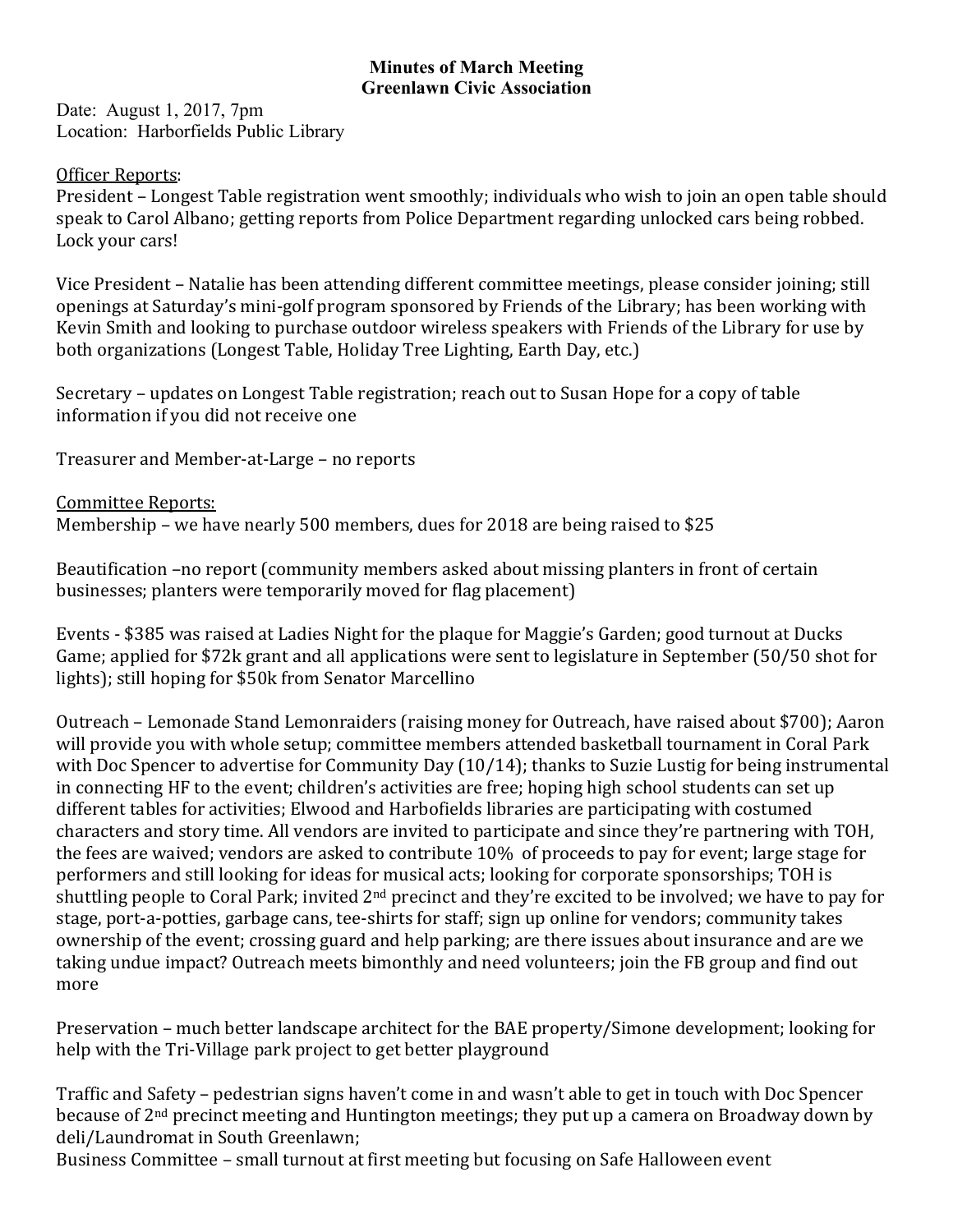# Minutes of March Meeting
## Greenlawn Civic Association

Date: August 1, 2017, 7pm
Location: Harborfields Public Library

Officer Reports:
President – Longest Table registration went smoothly; individuals who wish to join an open table should speak to Carol Albano; getting reports from Police Department regarding unlocked cars being robbed. Lock your cars!

Vice President – Natalie has been attending different committee meetings, please consider joining; still openings at Saturday's mini-golf program sponsored by Friends of the Library; has been working with Kevin Smith and looking to purchase outdoor wireless speakers with Friends of the Library for use by both organizations (Longest Table, Holiday Tree Lighting, Earth Day, etc.)

Secretary – updates on Longest Table registration; reach out to Susan Hope for a copy of table information if you did not receive one

Treasurer and Member-at-Large – no reports

Committee Reports:
Membership – we have nearly 500 members, dues for 2018 are being raised to $25

Beautification –no report (community members asked about missing planters in front of certain businesses; planters were temporarily moved for flag placement)

Events - $385 was raised at Ladies Night for the plaque for Maggie's Garden; good turnout at Ducks Game; applied for $72k grant and all applications were sent to legislature in September (50/50 shot for lights); still hoping for $50k from Senator Marcellino

Outreach – Lemonade Stand Lemonraiders (raising money for Outreach, have raised about $700); Aaron will provide you with whole setup; committee members attended basketball tournament in Coral Park with Doc Spencer to advertise for Community Day (10/14); thanks to Suzie Lustig for being instrumental in connecting HF to the event; children's activities are free; hoping high school students can set up different tables for activities; Elwood and Harbofields libraries are participating with costumed characters and story time. All vendors are invited to participate and since they're partnering with TOH, the fees are waived; vendors are asked to contribute 10% of proceeds to pay for event; large stage for performers and still looking for ideas for musical acts; looking for corporate sponsorships; TOH is shuttling people to Coral Park; invited 2nd precinct and they're excited to be involved; we have to pay for stage, port-a-potties, garbage cans, tee-shirts for staff; sign up online for vendors; community takes ownership of the event; crossing guard and help parking; are there issues about insurance and are we taking undue impact? Outreach meets bimonthly and need volunteers; join the FB group and find out more

Preservation – much better landscape architect for the BAE property/Simone development; looking for help with the Tri-Village park project to get better playground

Traffic and Safety – pedestrian signs haven't come in and wasn't able to get in touch with Doc Spencer because of 2nd precinct meeting and Huntington meetings; they put up a camera on Broadway down by deli/Laundromat in South Greenlawn;
Business Committee – small turnout at first meeting but focusing on Safe Halloween event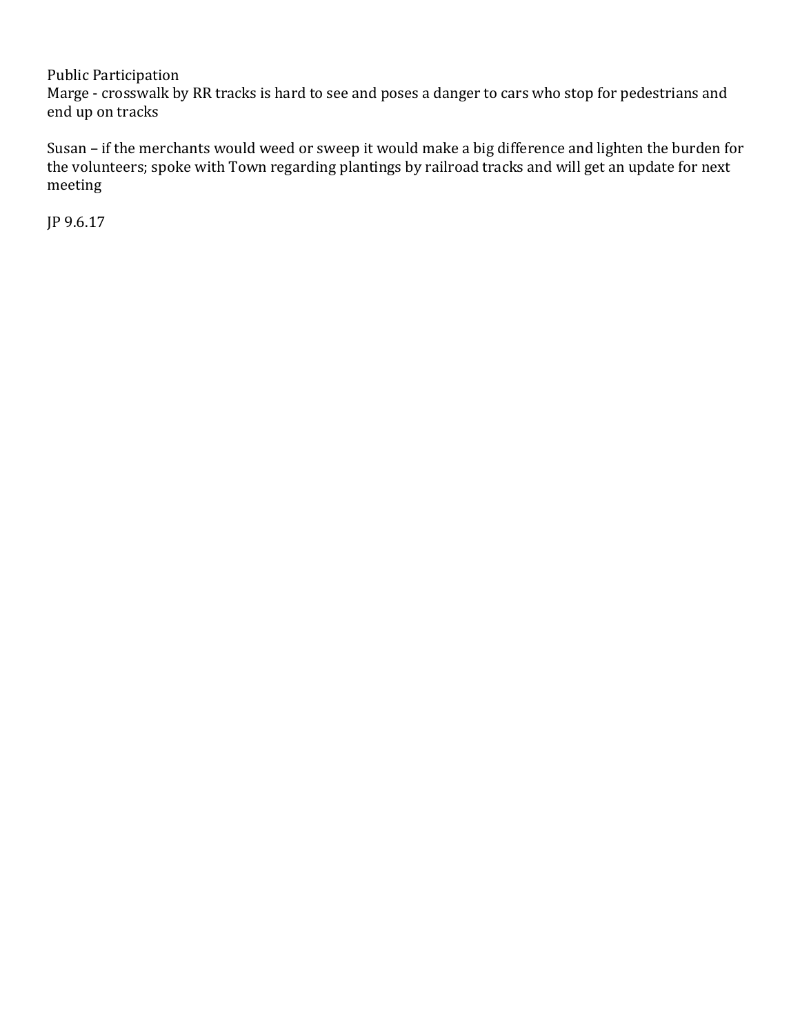Public Participation

Marge - crosswalk by RR tracks is hard to see and poses a danger to cars who stop for pedestrians and end up on tracks

Susan – if the merchants would weed or sweep it would make a big difference and lighten the burden for the volunteers; spoke with Town regarding plantings by railroad tracks and will get an update for next meeting

JP 9.6.17